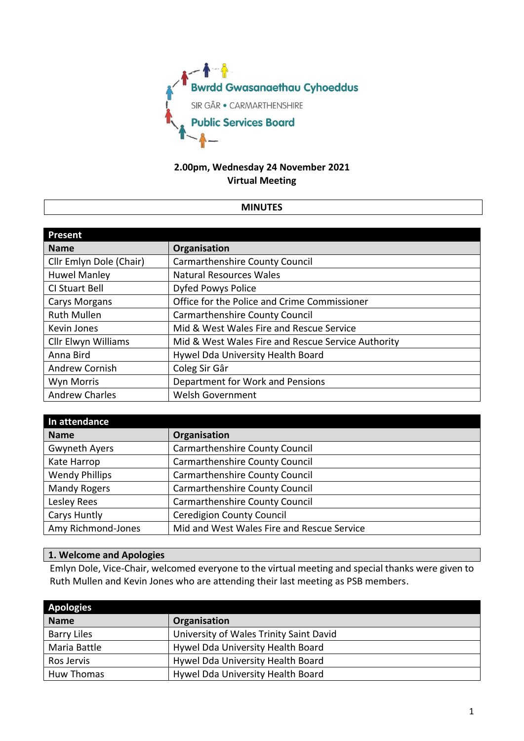Bwrdd Gwasanaethau Cyhoeddus

SIR GÂR • CARMARTHENSHIRE

Public Services Board

**2.00pm, Wednesday 24 November 2021**
**Virtual Meeting**

# MINUTES

| Present | |
|---|---|
| **Name** | **Organisation** |
| Cllr Emlyn Dole (Chair) | Carmarthenshire County Council |
| Huwel Manley | Natural Resources Wales |
| CI Stuart Bell | Dyfed Powys Police |
| Carys Morgans | Office for the Police and Crime Commissioner |
| Ruth Mullen | Carmarthenshire County Council |
| Kevin Jones | Mid & West Wales Fire and Rescue Service |
| Cllr Elwyn Williams | Mid & West Wales Fire and Rescue Service Authority |
| Anna Bird | Hywel Dda University Health Board |
| Andrew Cornish | Coleg Sir Gâr |
| Wyn Morris | Department for Work and Pensions |
| Andrew Charles | Welsh Government |

| In attendance | |
|---|---|
| **Name** | **Organisation** |
| Gwyneth Ayers | Carmarthenshire County Council |
| Kate Harrop | Carmarthenshire County Council |
| Wendy Phillips | Carmarthenshire County Council |
| Mandy Rogers | Carmarthenshire County Council |
| Lesley Rees | Carmarthenshire County Council |
| Carys Huntly | Ceredigion County Council |
| Amy Richmond-Jones | Mid and West Wales Fire and Rescue Service |

## 1. Welcome and Apologies

Emlyn Dole, Vice-Chair, welcomed everyone to the virtual meeting and special thanks were given to Ruth Mullen and Kevin Jones who are attending their last meeting as PSB members.

| Apologies | |
|---|---|
| **Name** | **Organisation** |
| Barry Liles | University of Wales Trinity Saint David |
| Maria Battle | Hywel Dda University Health Board |
| Ros Jervis | Hywel Dda University Health Board |
| Huw Thomas | Hywel Dda University Health Board |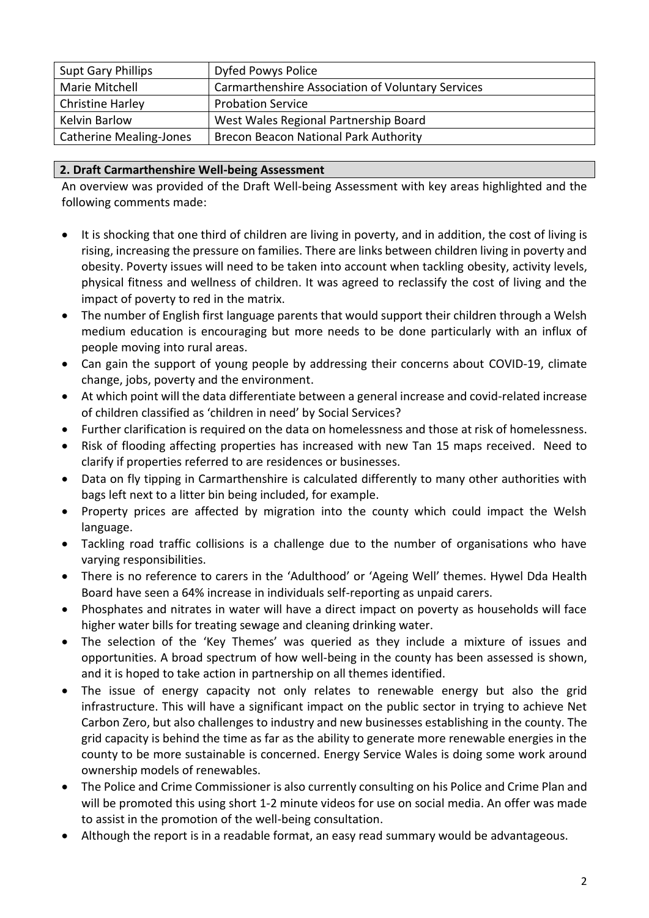| Supt Gary Phillips | Dyfed Powys Police |
| --- | --- |
| Marie Mitchell | Carmarthenshire Association of Voluntary Services |
| Christine Harley | Probation Service |
| Kelvin Barlow | West Wales Regional Partnership Board |
| Catherine Mealing-Jones | Brecon Beacon National Park Authority |

## 2. Draft Carmarthenshire Well-being Assessment

An overview was provided of the Draft Well-being Assessment with key areas highlighted and the following comments made:

- It is shocking that one third of children are living in poverty, and in addition, the cost of living is rising, increasing the pressure on families. There are links between children living in poverty and obesity. Poverty issues will need to be taken into account when tackling obesity, activity levels, physical fitness and wellness of children. It was agreed to reclassify the cost of living and the impact of poverty to red in the matrix.
- The number of English first language parents that would support their children through a Welsh medium education is encouraging but more needs to be done particularly with an influx of people moving into rural areas.
- Can gain the support of young people by addressing their concerns about COVID-19, climate change, jobs, poverty and the environment.
- At which point will the data differentiate between a general increase and covid-related increase of children classified as 'children in need' by Social Services?
- Further clarification is required on the data on homelessness and those at risk of homelessness.
- Risk of flooding affecting properties has increased with new Tan 15 maps received. Need to clarify if properties referred to are residences or businesses.
- Data on fly tipping in Carmarthenshire is calculated differently to many other authorities with bags left next to a litter bin being included, for example.
- Property prices are affected by migration into the county which could impact the Welsh language.
- Tackling road traffic collisions is a challenge due to the number of organisations who have varying responsibilities.
- There is no reference to carers in the 'Adulthood' or 'Ageing Well' themes. Hywel Dda Health Board have seen a 64% increase in individuals self-reporting as unpaid carers.
- Phosphates and nitrates in water will have a direct impact on poverty as households will face higher water bills for treating sewage and cleaning drinking water.
- The selection of the 'Key Themes' was queried as they include a mixture of issues and opportunities. A broad spectrum of how well-being in the county has been assessed is shown, and it is hoped to take action in partnership on all themes identified.
- The issue of energy capacity not only relates to renewable energy but also the grid infrastructure. This will have a significant impact on the public sector in trying to achieve Net Carbon Zero, but also challenges to industry and new businesses establishing in the county. The grid capacity is behind the time as far as the ability to generate more renewable energies in the county to be more sustainable is concerned. Energy Service Wales is doing some work around ownership models of renewables.
- The Police and Crime Commissioner is also currently consulting on his Police and Crime Plan and will be promoted this using short 1-2 minute videos for use on social media. An offer was made to assist in the promotion of the well-being consultation.
- Although the report is in a readable format, an easy read summary would be advantageous.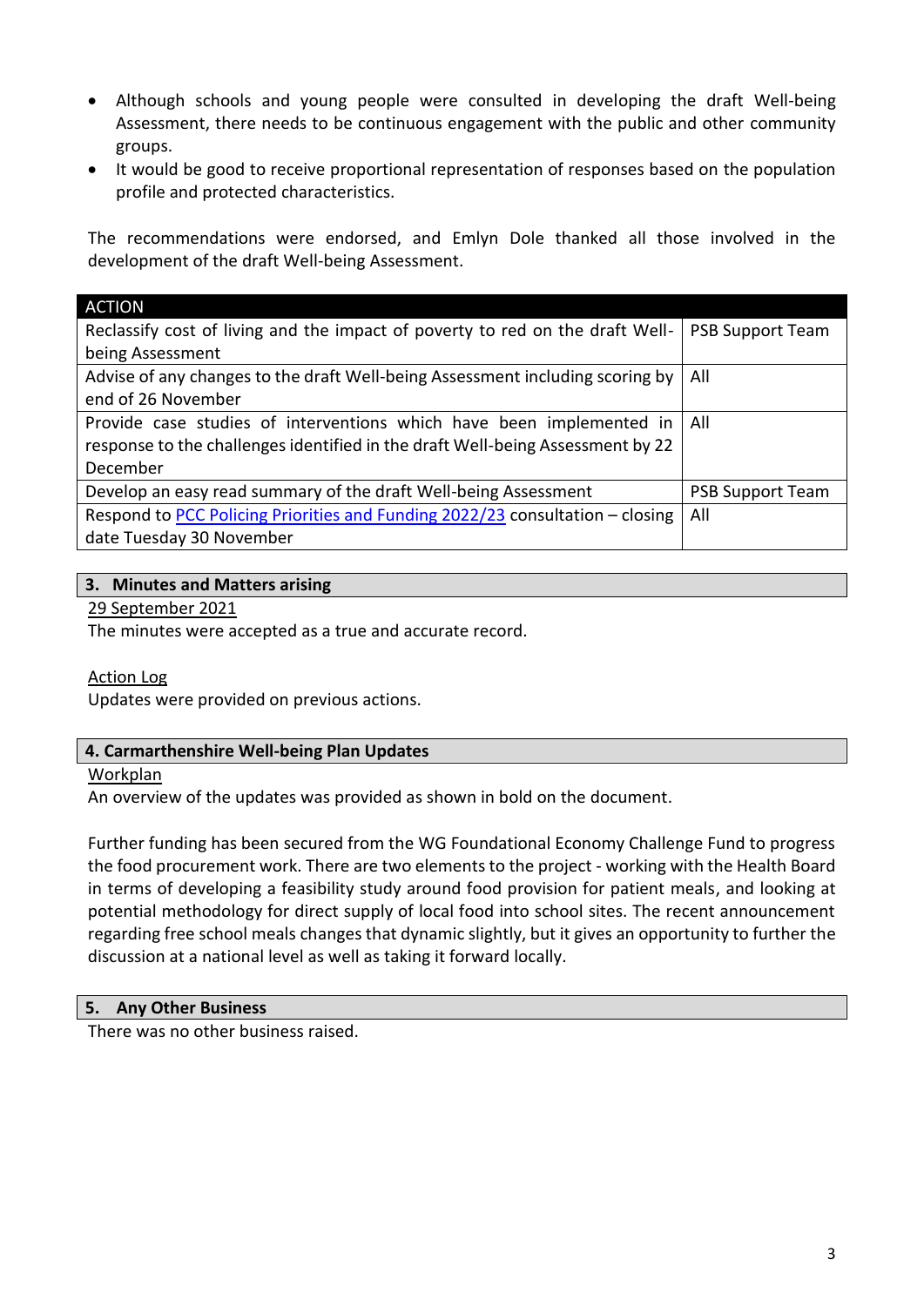- Although schools and young people were consulted in developing the draft Well-being Assessment, there needs to be continuous engagement with the public and other community groups.
- It would be good to receive proportional representation of responses based on the population profile and protected characteristics.

The recommendations were endorsed, and Emlyn Dole thanked all those involved in the development of the draft Well-being Assessment.

| ACTION | |
|---|---|
| Reclassify cost of living and the impact of poverty to red on the draft Well-being Assessment | PSB Support Team |
| Advise of any changes to the draft Well-being Assessment including scoring by end of 26 November | All |
| Provide case studies of interventions which have been implemented in response to the challenges identified in the draft Well-being Assessment by 22 December | All |
| Develop an easy read summary of the draft Well-being Assessment | PSB Support Team |
| Respond to PCC Policing Priorities and Funding 2022/23 consultation – closing date Tuesday 30 November | All |

## 3. Minutes and Matters arising

29 September 2021

The minutes were accepted as a true and accurate record.

Action Log

Updates were provided on previous actions.

## 4. Carmarthenshire Well-being Plan Updates

Workplan

An overview of the updates was provided as shown in bold on the document.

Further funding has been secured from the WG Foundational Economy Challenge Fund to progress the food procurement work. There are two elements to the project - working with the Health Board in terms of developing a feasibility study around food provision for patient meals, and looking at potential methodology for direct supply of local food into school sites. The recent announcement regarding free school meals changes that dynamic slightly, but it gives an opportunity to further the discussion at a national level as well as taking it forward locally.

## 5. Any Other Business

There was no other business raised.